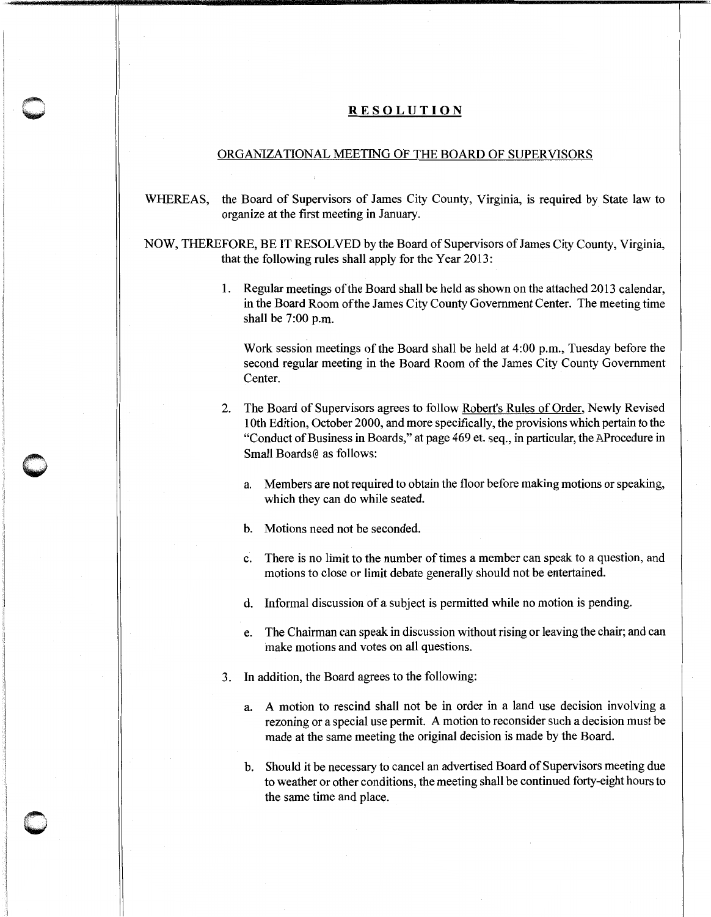# RESOLUTION

## ORGANIZATIONAL MEETING OF THE BOARD OF SUPERVISORS

WHEREAS, the Board of Supervisors of James City County, Virginia, is required by State law to organize at the first meeting in January.

NOW, THEREFORE, BE IT RESOLVED by the Board of Supervisors of James City County, Virginia, that the following rules shall apply for the Year 2013:

1. Regular meetings of the Board shall be held as shown on the attached 2013 calendar, in the Board Room of the James City County Government Center. The meeting time shall be 7:00 p.m.

   Work session meetings of the Board shall be held at 4:00 p.m., Tuesday before the second regular meeting in the Board Room of the James City County Government Center.

2. The Board of Supervisors agrees to follow Robert's Rules of Order, Newly Revised 10th Edition, October 2000, and more specifically, the provisions which pertain to the "Conduct of Business in Boards," at page 469 et. seq., in particular, the AProcedure in Small Boards@ as follows:

   a. Members are not required to obtain the floor before making motions or speaking, which they can do while seated.

   b. Motions need not be seconded.

   c. There is no limit to the number of times a member can speak to a question, and motions to close or limit debate generally should not be entertained.

   d. Informal discussion of a subject is permitted while no motion is pending.

   e. The Chairman can speak in discussion without rising or leaving the chair; and can make motions and votes on all questions.

3. In addition, the Board agrees to the following:

   a. A motion to rescind shall not be in order in a land use decision involving a rezoning or a special use permit. A motion to reconsider such a decision must be made at the same meeting the original decision is made by the Board.

   b. Should it be necessary to cancel an advertised Board of Supervisors meeting due to weather or other conditions, the meeting shall be continued forty-eight hours to the same time and place.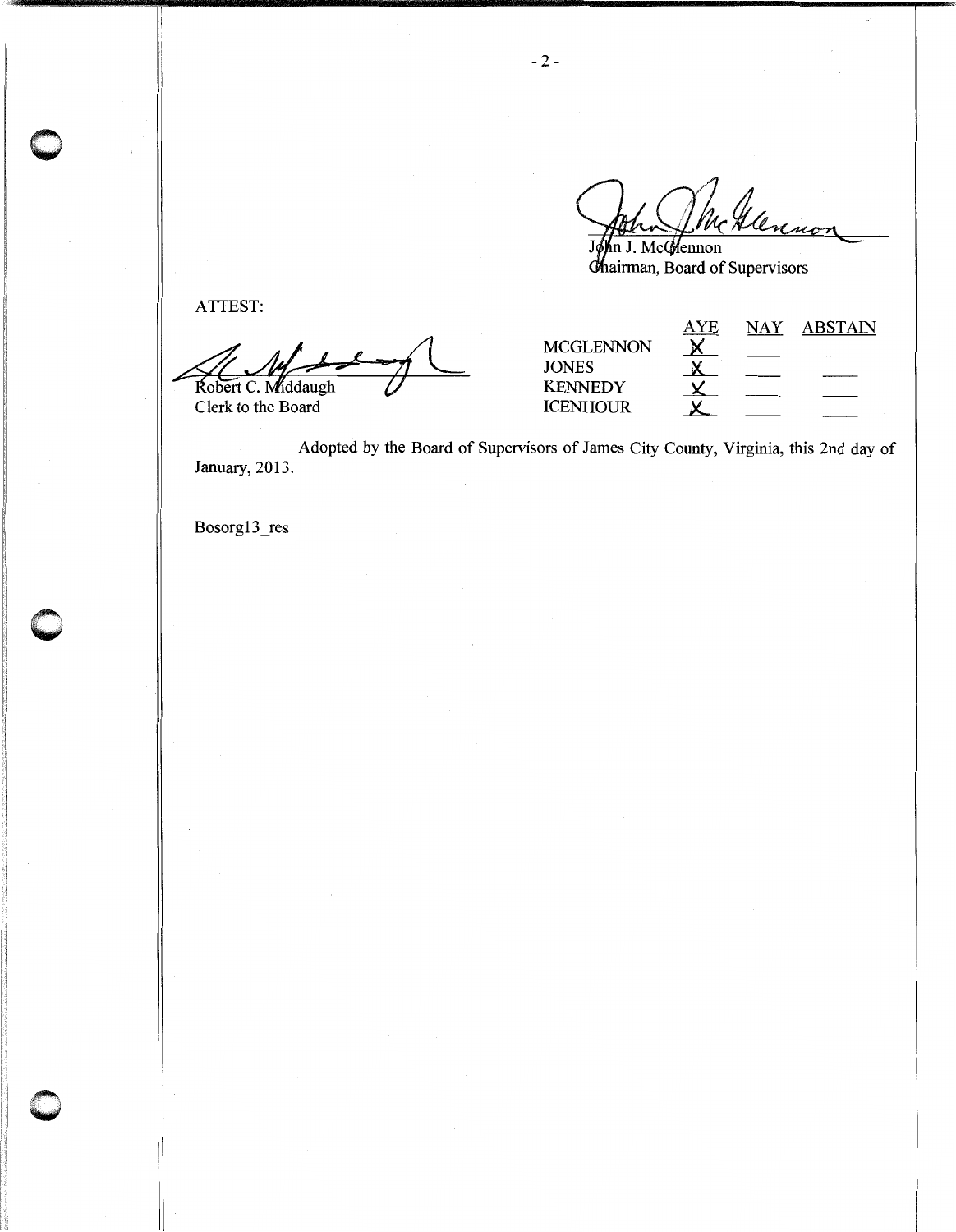John J. McGlennon
Chairman, Board of Supervisors

ATTEST:

Robert C. Middaugh
Clerk to the Board

| | AYE | NAY | ABSTAIN |
|---|---|---|---|
| MCGLENNON | X | | |
| JONES | X | | |
| KENNEDY | X | | |
| ICENHOUR | X | | |

Adopted by the Board of Supervisors of James City County, Virginia, this 2nd day of January, 2013.

Bosorg13_res